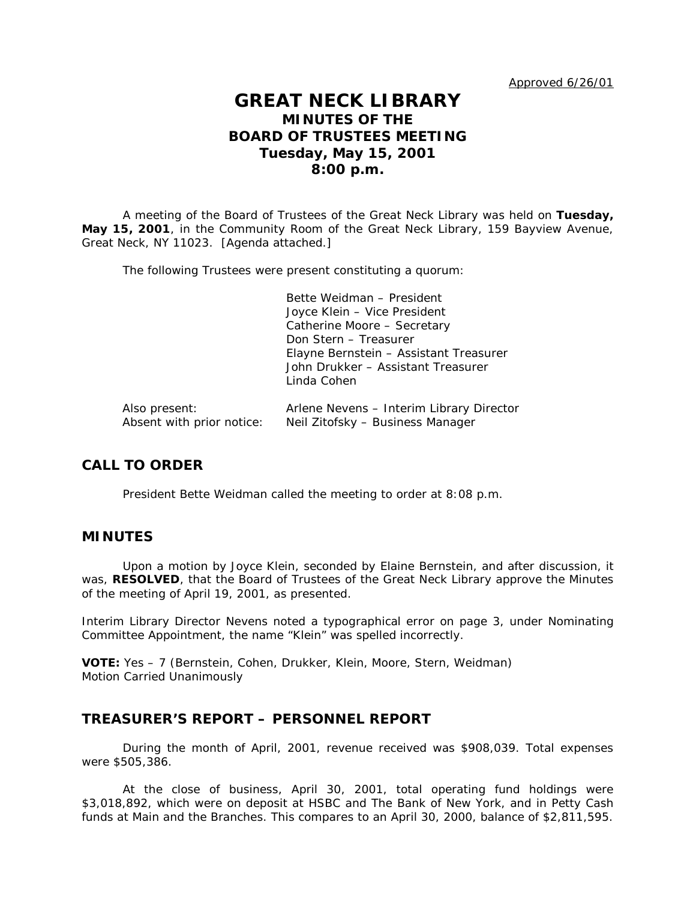Approved 6/26/01

# GREAT NECK LIBRARY
## MINUTES OF THE BOARD OF TRUSTEES MEETING
## Tuesday, May 15, 2001
## 8:00 p.m.

A meeting of the Board of Trustees of the Great Neck Library was held on **Tuesday, May 15, 2001**, in the Community Room of the Great Neck Library, 159 Bayview Avenue, Great Neck, NY 11023. [Agenda attached.]

The following Trustees were present constituting a quorum:

Bette Weidman – President
Joyce Klein – Vice President
Catherine Moore – Secretary
Don Stern – Treasurer
Elayne Bernstein – Assistant Treasurer
John Drukker – Assistant Treasurer
Linda Cohen

Also present: Arlene Nevens – Interim Library Director
Absent with prior notice: Neil Zitofsky – Business Manager

## CALL TO ORDER

President Bette Weidman called the meeting to order at 8:08 p.m.

## MINUTES

Upon a motion by Joyce Klein, seconded by Elaine Bernstein, and after discussion, it was, **RESOLVED**, that the Board of Trustees of the Great Neck Library approve the Minutes of the meeting of April 19, 2001, as presented.

Interim Library Director Nevens noted a typographical error on page 3, under Nominating Committee Appointment, the name "Klein" was spelled incorrectly.

**VOTE:** Yes – 7 (Bernstein, Cohen, Drukker, Klein, Moore, Stern, Weidman)
Motion Carried Unanimously

## TREASURER'S REPORT – PERSONNEL REPORT

During the month of April, 2001, revenue received was $908,039. Total expenses were $505,386.

At the close of business, April 30, 2001, total operating fund holdings were $3,018,892, which were on deposit at HSBC and The Bank of New York, and in Petty Cash funds at Main and the Branches. This compares to an April 30, 2000, balance of $2,811,595.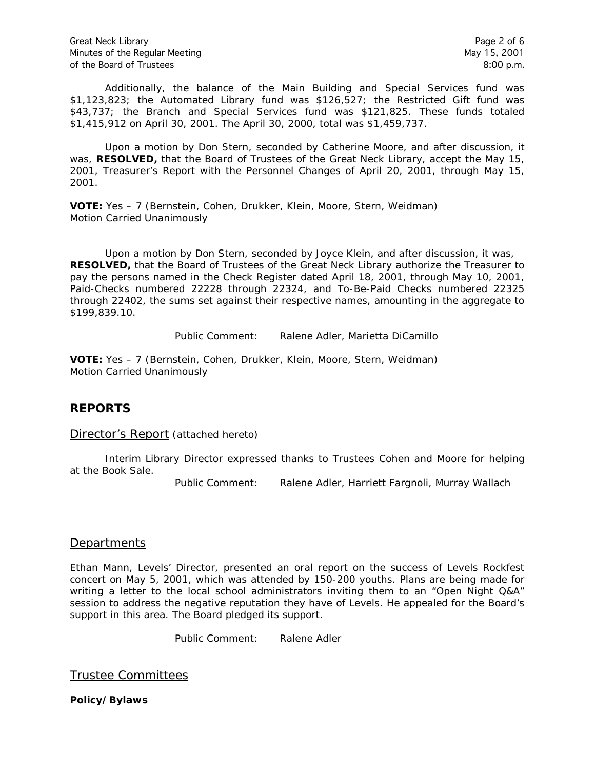Additionally, the balance of the Main Building and Special Services fund was $1,123,823; the Automated Library fund was $126,527; the Restricted Gift fund was $43,737; the Branch and Special Services fund was $121,825. These funds totaled $1,415,912 on April 30, 2001. The April 30, 2000, total was $1,459,737.

Upon a motion by Don Stern, seconded by Catherine Moore, and after discussion, it was, **RESOLVED,** that the Board of Trustees of the Great Neck Library, accept the May 15, 2001, Treasurer's Report with the Personnel Changes of April 20, 2001, through May 15, 2001.

**VOTE:** Yes – 7 (Bernstein, Cohen, Drukker, Klein, Moore, Stern, Weidman)
Motion Carried Unanimously

Upon a motion by Don Stern, seconded by Joyce Klein, and after discussion, it was, **RESOLVED,** that the Board of Trustees of the Great Neck Library authorize the Treasurer to pay the persons named in the Check Register dated April 18, 2001, through May 10, 2001, Paid-Checks numbered 22228 through 22324, and To-Be-Paid Checks numbered 22325 through 22402, the sums set against their respective names, amounting in the aggregate to $199,839.10.

Public Comment: Ralene Adler, Marietta DiCamillo

**VOTE:** Yes – 7 (Bernstein, Cohen, Drukker, Klein, Moore, Stern, Weidman)
Motion Carried Unanimously

## REPORTS

### Director's Report (attached hereto)

Interim Library Director expressed thanks to Trustees Cohen and Moore for helping at the Book Sale.

Public Comment: Ralene Adler, Harriett Fargnoli, Murray Wallach

### Departments

Ethan Mann, Levels' Director, presented an oral report on the success of Levels Rockfest concert on May 5, 2001, which was attended by 150-200 youths. Plans are being made for writing a letter to the local school administrators inviting them to an "Open Night Q&A" session to address the negative reputation they have of Levels. He appealed for the Board's support in this area. The Board pledged its support.

Public Comment: Ralene Adler

### Trustee Committees

**Policy/Bylaws**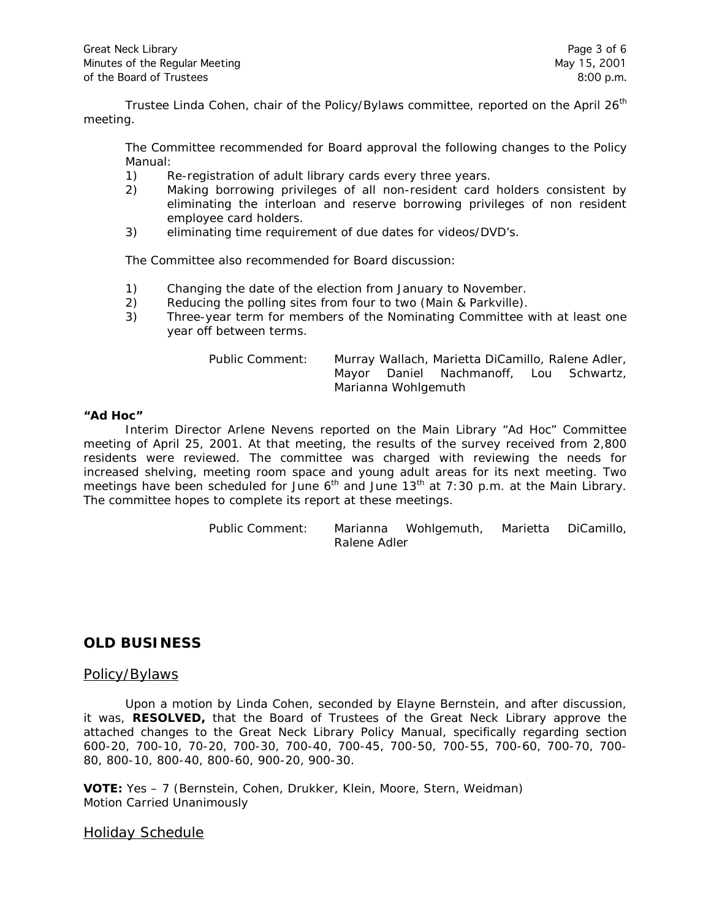Trustee Linda Cohen, chair of the Policy/Bylaws committee, reported on the April 26th meeting.

The Committee recommended for Board approval the following changes to the Policy Manual:

1) Re-registration of adult library cards every three years.
2) Making borrowing privileges of all non-resident card holders consistent by eliminating the interloan and reserve borrowing privileges of non resident employee card holders.
3) eliminating time requirement of due dates for videos/DVD's.

The Committee also recommended for Board discussion:

1) Changing the date of the election from January to November.
2) Reducing the polling sites from four to two (Main & Parkville).
3) Three-year term for members of the Nominating Committee with at least one year off between terms.

Public Comment: Murray Wallach, Marietta DiCamillo, Ralene Adler, Mayor Daniel Nachmanoff, Lou Schwartz, Marianna Wohlgemuth

**"Ad Hoc"**

Interim Director Arlene Nevens reported on the Main Library "Ad Hoc" Committee meeting of April 25, 2001. At that meeting, the results of the survey received from 2,800 residents were reviewed. The committee was charged with reviewing the needs for increased shelving, meeting room space and young adult areas for its next meeting. Two meetings have been scheduled for June 6th and June 13th at 7:30 p.m. at the Main Library. The committee hopes to complete its report at these meetings.

Public Comment: Marianna Wohlgemuth, Marietta DiCamillo, Ralene Adler

## OLD BUSINESS

### Policy/Bylaws

Upon a motion by Linda Cohen, seconded by Elayne Bernstein, and after discussion, it was, **RESOLVED,** that the Board of Trustees of the Great Neck Library approve the attached changes to the Great Neck Library Policy Manual, specifically regarding section 600-20, 700-10, 70-20, 700-30, 700-40, 700-45, 700-50, 700-55, 700-60, 700-70, 700-80, 800-10, 800-40, 800-60, 900-20, 900-30.

**VOTE:** Yes – 7 (Bernstein, Cohen, Drukker, Klein, Moore, Stern, Weidman)
Motion Carried Unanimously

### Holiday Schedule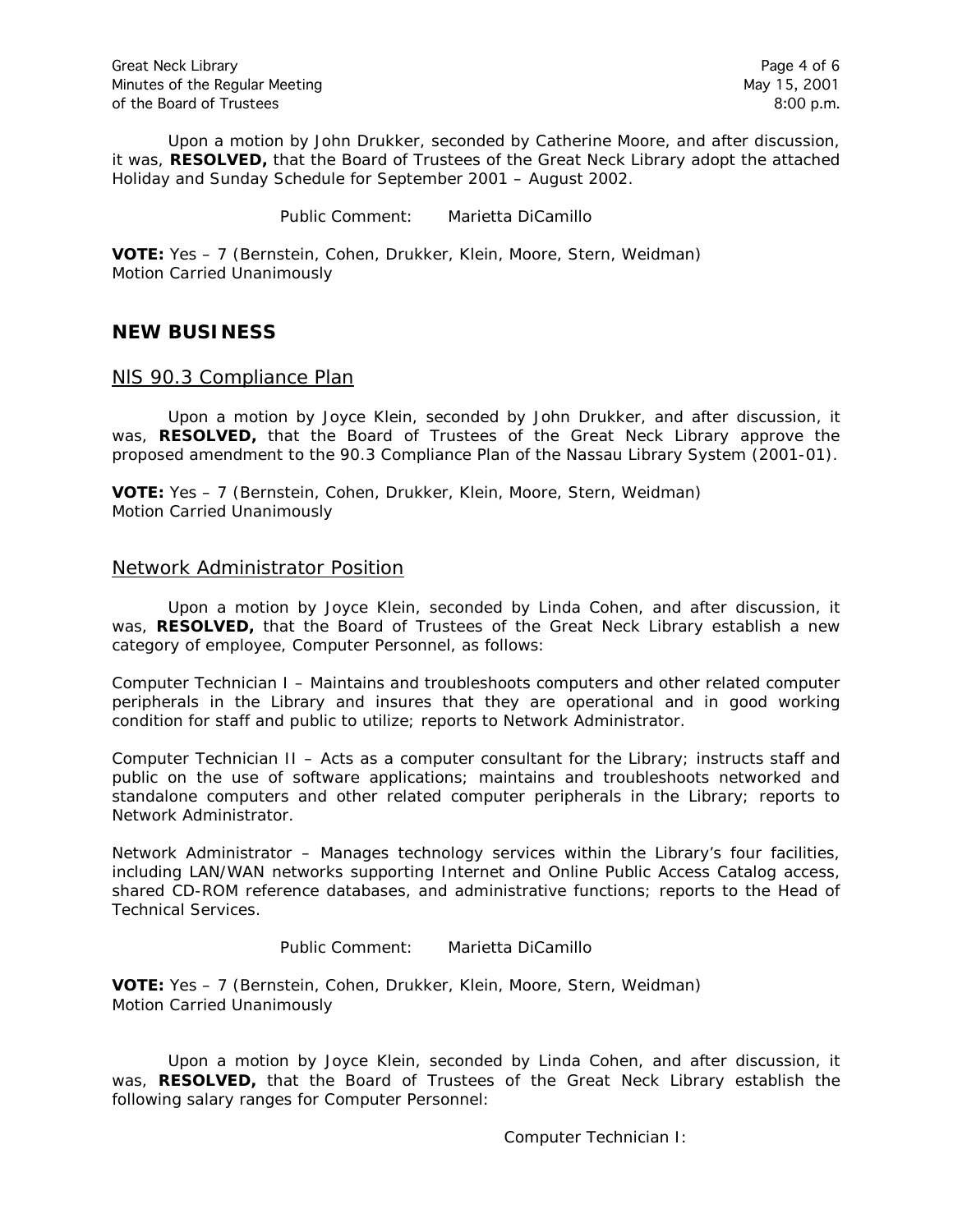Upon a motion by John Drukker, seconded by Catherine Moore, and after discussion, it was, **RESOLVED,** that the Board of Trustees of the Great Neck Library adopt the attached Holiday and Sunday Schedule for September 2001 – August 2002.

Public Comment: Marietta DiCamillo

**VOTE:** Yes – 7 (Bernstein, Cohen, Drukker, Klein, Moore, Stern, Weidman)
Motion Carried Unanimously

## NEW BUSINESS

### NlS 90.3 Compliance Plan

Upon a motion by Joyce Klein, seconded by John Drukker, and after discussion, it was, **RESOLVED,** that the Board of Trustees of the Great Neck Library approve the proposed amendment to the 90.3 Compliance Plan of the Nassau Library System (2001-01).

**VOTE:** Yes – 7 (Bernstein, Cohen, Drukker, Klein, Moore, Stern, Weidman)
Motion Carried Unanimously

### Network Administrator Position

Upon a motion by Joyce Klein, seconded by Linda Cohen, and after discussion, it was, **RESOLVED,** that the Board of Trustees of the Great Neck Library establish a new category of employee, Computer Personnel, as follows:

Computer Technician I – Maintains and troubleshoots computers and other related computer peripherals in the Library and insures that they are operational and in good working condition for staff and public to utilize; reports to Network Administrator.

Computer Technician II – Acts as a computer consultant for the Library; instructs staff and public on the use of software applications; maintains and troubleshoots networked and standalone computers and other related computer peripherals in the Library; reports to Network Administrator.

Network Administrator – Manages technology services within the Library's four facilities, including LAN/WAN networks supporting Internet and Online Public Access Catalog access, shared CD-ROM reference databases, and administrative functions; reports to the Head of Technical Services.

Public Comment: Marietta DiCamillo

**VOTE:** Yes – 7 (Bernstein, Cohen, Drukker, Klein, Moore, Stern, Weidman)
Motion Carried Unanimously

Upon a motion by Joyce Klein, seconded by Linda Cohen, and after discussion, it was, **RESOLVED,** that the Board of Trustees of the Great Neck Library establish the following salary ranges for Computer Personnel:

Computer Technician I: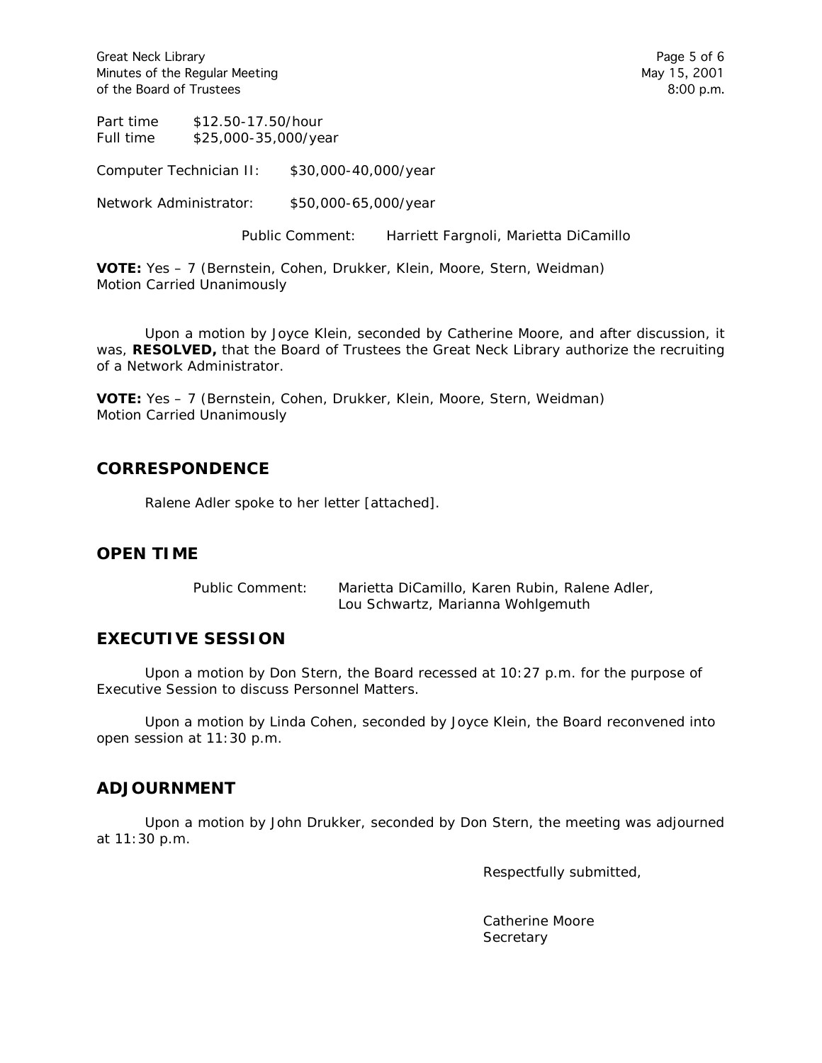Part time $12.50-17.50/hour
Full time $25,000-35,000/year

Computer Technician II: $30,000-40,000/year

Network Administrator: $50,000-65,000/year

Public Comment: Harriett Fargnoli, Marietta DiCamillo

**VOTE:** Yes – 7 (Bernstein, Cohen, Drukker, Klein, Moore, Stern, Weidman)
Motion Carried Unanimously

Upon a motion by Joyce Klein, seconded by Catherine Moore, and after discussion, it was, **RESOLVED,** that the Board of Trustees the Great Neck Library authorize the recruiting of a Network Administrator.

**VOTE:** Yes – 7 (Bernstein, Cohen, Drukker, Klein, Moore, Stern, Weidman)
Motion Carried Unanimously

## CORRESPONDENCE

Ralene Adler spoke to her letter [attached].

## OPEN TIME

Public Comment: Marietta DiCamillo, Karen Rubin, Ralene Adler, Lou Schwartz, Marianna Wohlgemuth

## EXECUTIVE SESSION

Upon a motion by Don Stern, the Board recessed at 10:27 p.m. for the purpose of Executive Session to discuss Personnel Matters.

Upon a motion by Linda Cohen, seconded by Joyce Klein, the Board reconvened into open session at 11:30 p.m.

## ADJOURNMENT

Upon a motion by John Drukker, seconded by Don Stern, the meeting was adjourned at 11:30 p.m.

Respectfully submitted,

Catherine Moore
Secretary